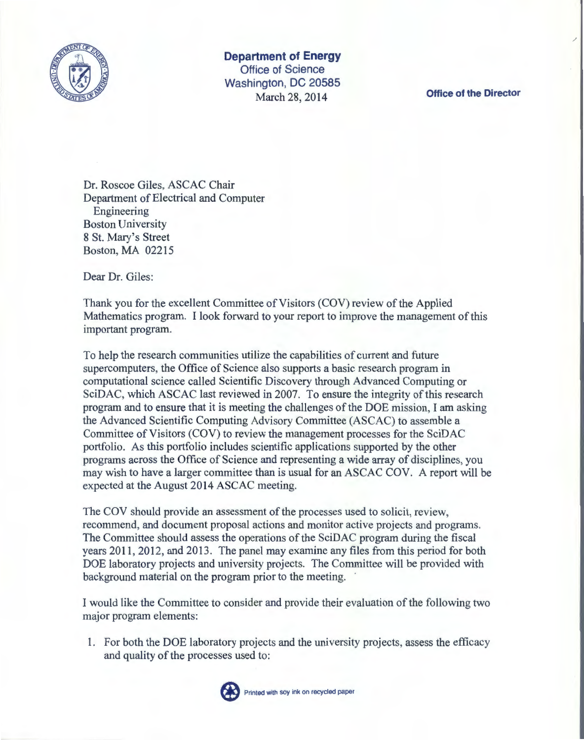**Department of Energy**
Office of Science
Washington, DC 20585
March 28, 2014

**Office of the Director**

Dr. Roscoe Giles, ASCAC Chair
Department of Electrical and Computer
Engineering
Boston University
8 St. Mary's Street
Boston, MA 02215

Dear Dr. Giles:

Thank you for the excellent Committee of Visitors (COV) review of the Applied Mathematics program. I look forward to your report to improve the management of this important program.

To help the research communities utilize the capabilities of current and future supercomputers, the Office of Science also supports a basic research program in computational science called Scientific Discovery through Advanced Computing or SciDAC, which ASCAC last reviewed in 2007. To ensure the integrity of this research program and to ensure that it is meeting the challenges of the DOE mission, I am asking the Advanced Scientific Computing Advisory Committee (ASCAC) to assemble a Committee of Visitors (COV) to review the management processes for the SciDAC portfolio. As this portfolio includes scientific applications supported by the other programs across the Office of Science and representing a wide array of disciplines, you may wish to have a larger committee than is usual for an ASCAC COV. A report will be expected at the August 2014 ASCAC meeting.

The COV should provide an assessment of the processes used to solicit, review, recommend, and document proposal actions and monitor active projects and programs. The Committee should assess the operations of the SciDAC program during the fiscal years 2011, 2012, and 2013. The panel may examine any files from this period for both DOE laboratory projects and university projects. The Committee will be provided with background material on the program prior to the meeting.

I would like the Committee to consider and provide their evaluation of the following two major program elements:

1. For both the DOE laboratory projects and the university projects, assess the efficacy and quality of the processes used to:

Printed with soy ink on recycled paper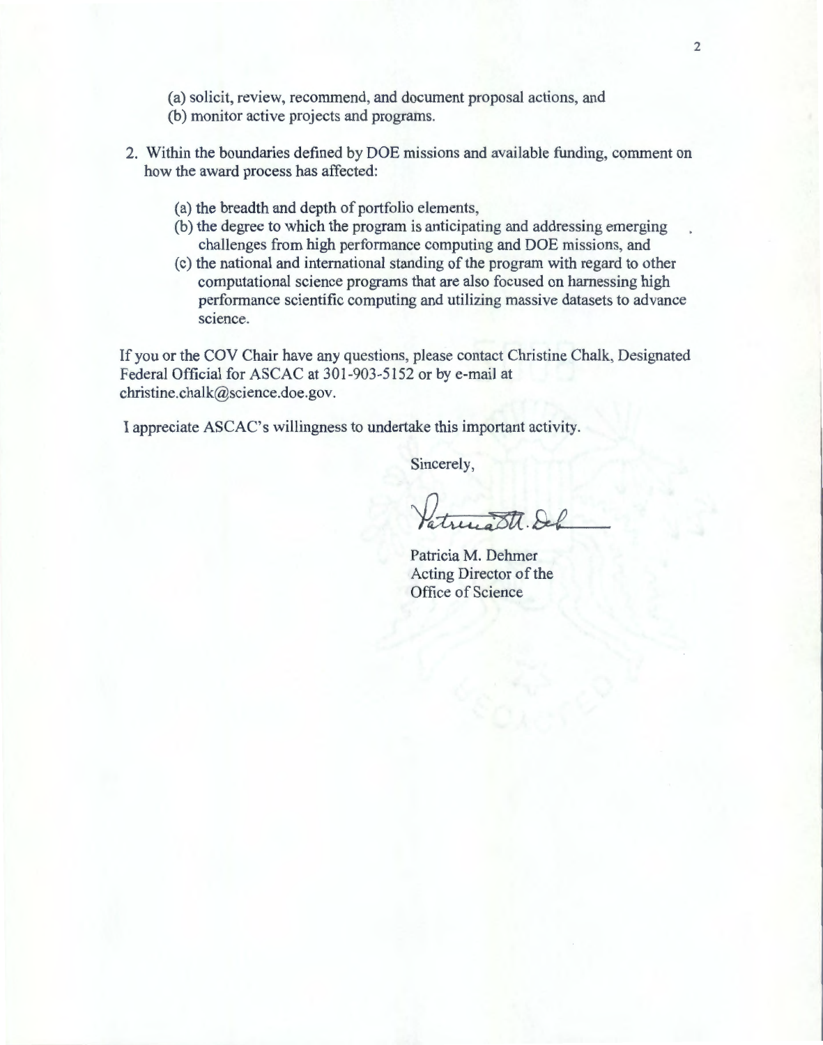(a) solicit, review, recommend, and document proposal actions, and
(b) monitor active projects and programs.

2. Within the boundaries defined by DOE missions and available funding, comment on how the award process has affected:

    (a) the breadth and depth of portfolio elements,
    (b) the degree to which the program is anticipating and addressing emerging challenges from high performance computing and DOE missions, and
    (c) the national and international standing of the program with regard to other computational science programs that are also focused on harnessing high performance scientific computing and utilizing massive datasets to advance science.

If you or the COV Chair have any questions, please contact Christine Chalk, Designated Federal Official for ASCAC at 301-903-5152 or by e-mail at christine.chalk@science.doe.gov.

I appreciate ASCAC's willingness to undertake this important activity.

Sincerely,

Patricia M. Dehmer
Acting Director of the
Office of Science